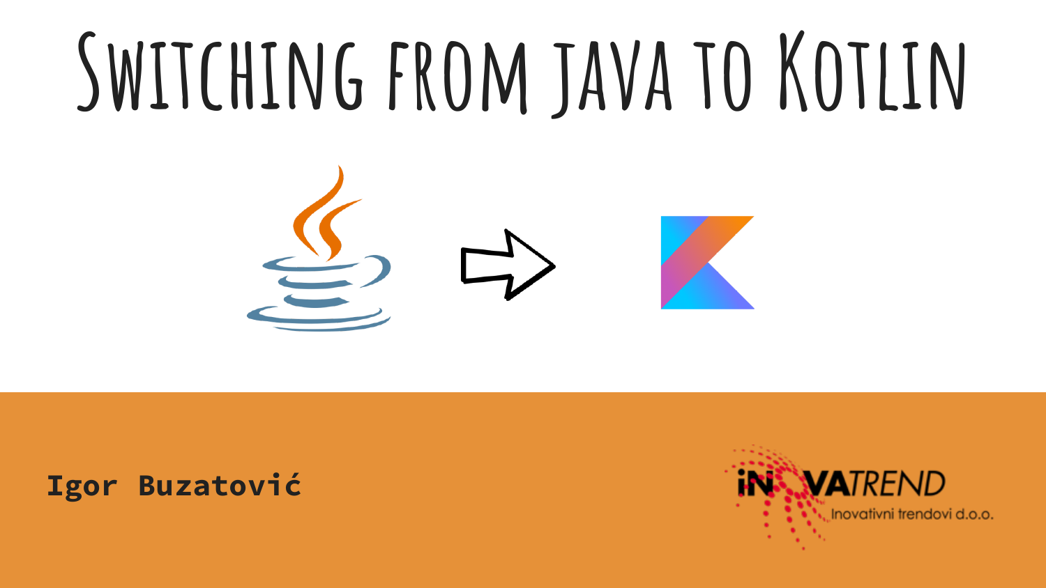# Switching from java to Kotlin

**Igor Buzatović**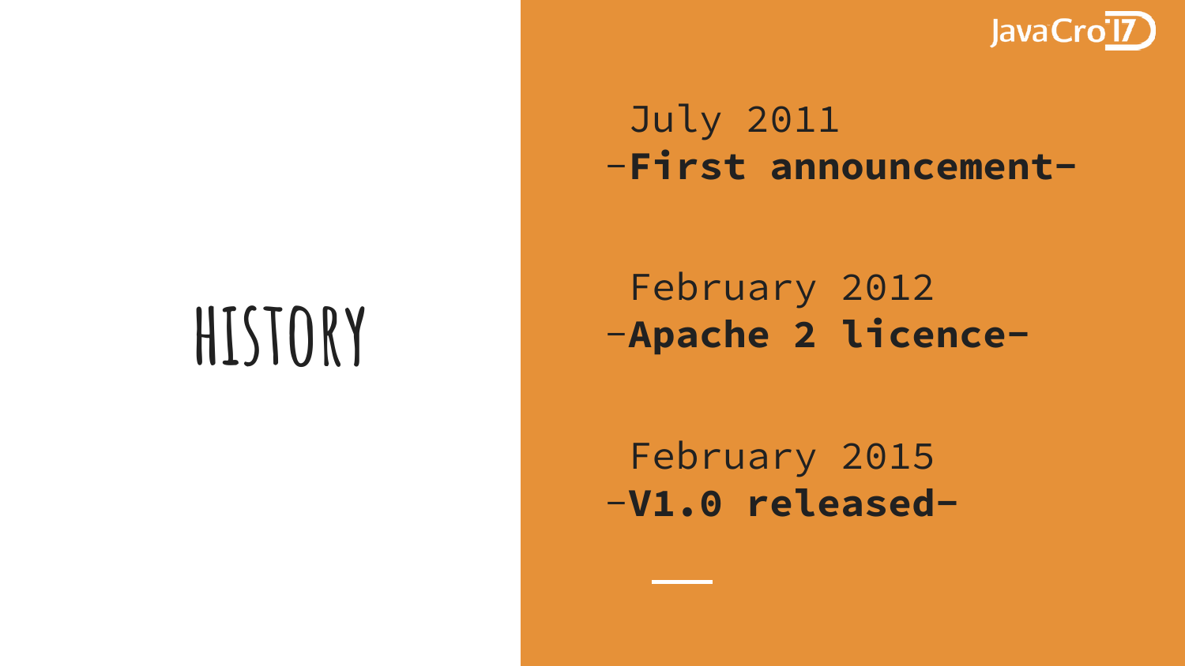# HISTORY

July 2011
-**First announcement**-

February 2012
-**Apache 2 licence**-

February 2015
-**V1.0 released**-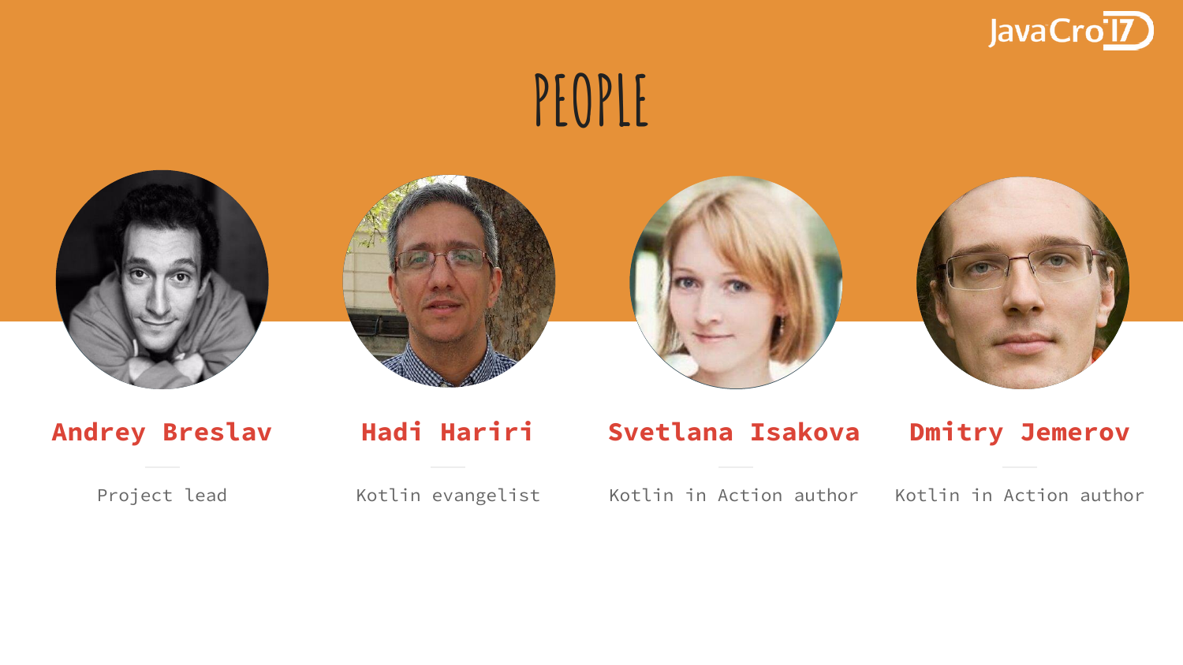# PEOPLE

**Andrey Breslav**

Project lead

**Hadi Hariri**

Kotlin evangelist

**Svetlana Isakova**

Kotlin in Action author

**Dmitry Jemerov**

Kotlin in Action author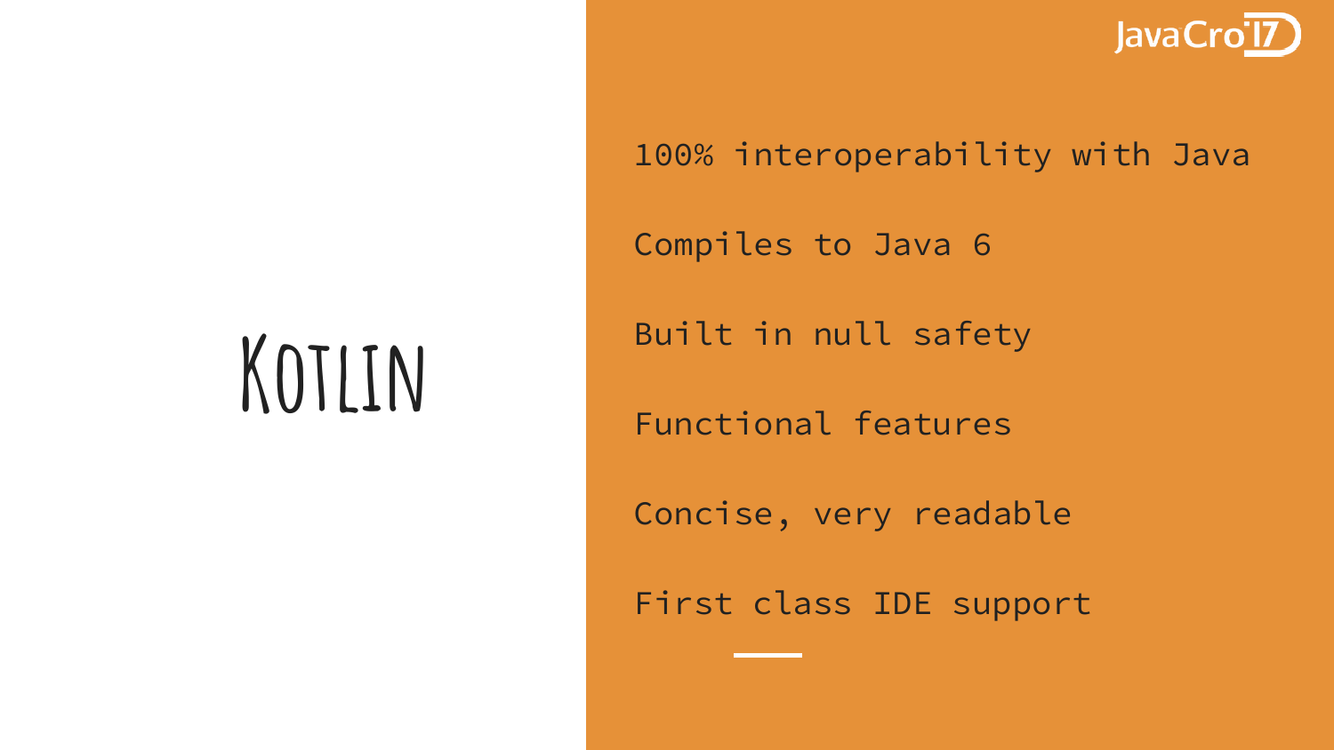# Kotlin

- 100% interoperability with Java
- Compiles to Java 6
- Built in null safety
- Functional features
- Concise, very readable
- First class IDE support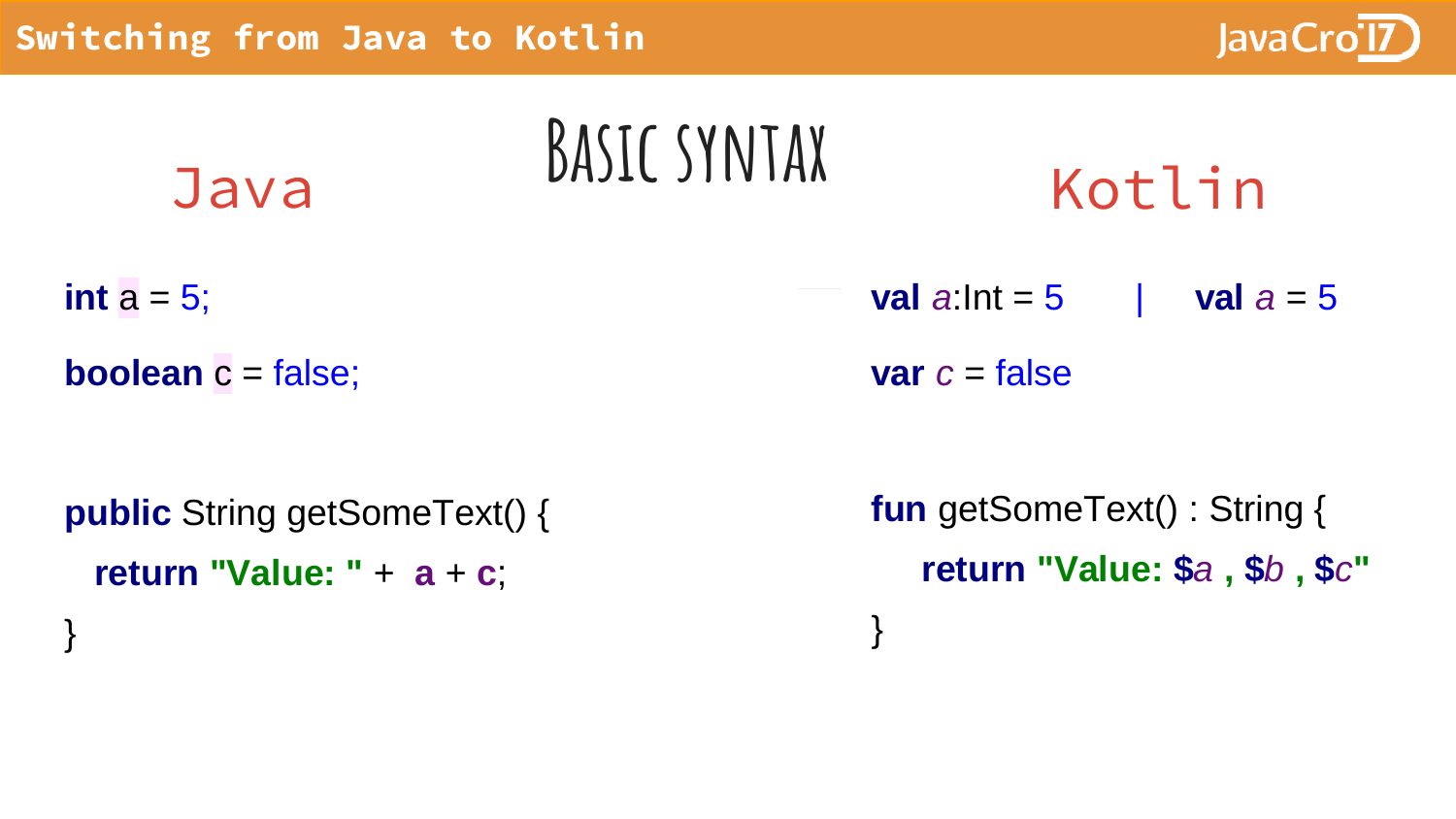# Basic syntax

## Java

```java
int a = 5;

boolean c = false;


public String getSomeText() {
  return "Value: " +  a + c;
}
```

## Kotlin

```kotlin
val a:Int = 5      |    val a = 5

var c = false


fun getSomeText() : String {
    return "Value: $a , $b , $c"
}
```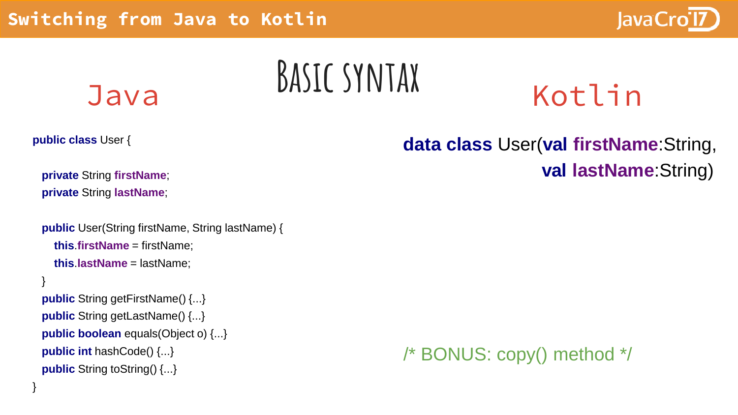# Basic syntax

## Java

```java
public class User {

  private String firstName;
  private String lastName;

  public User(String firstName, String lastName) {
    this.firstName = firstName;
    this.lastName = lastName;
  }
  public String getFirstName() {...}
  public String getLastName() {...}
  public boolean equals(Object o) {...}
  public int hashCode() {...}
  public String toString() {...}
}
```

## Kotlin

```kotlin
data class User(val firstName:String,
                val lastName:String)




/* BONUS: copy() method */
```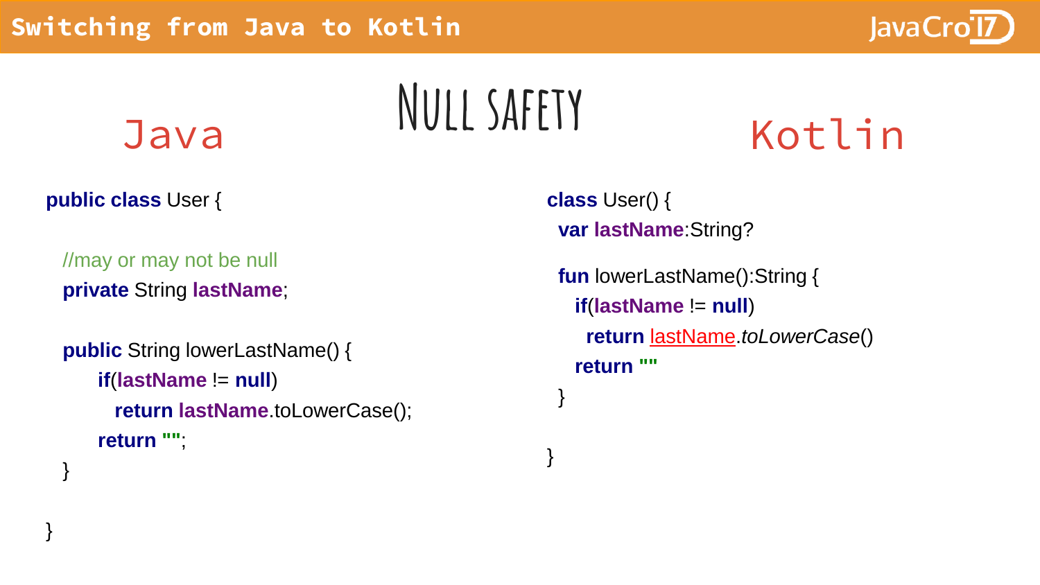# Null safety

## Java

```java
public class User {

  //may or may not be null
  private String lastName;

  public String lowerLastName() {
      if(lastName != null)
        return lastName.toLowerCase();
      return "";
  }

}
```

## Kotlin

```kotlin
class User() {
  var lastName:String?

  fun lowerLastName():String {
    if(lastName != null)
      return lastName.toLowerCase()
    return ""
  }

}
```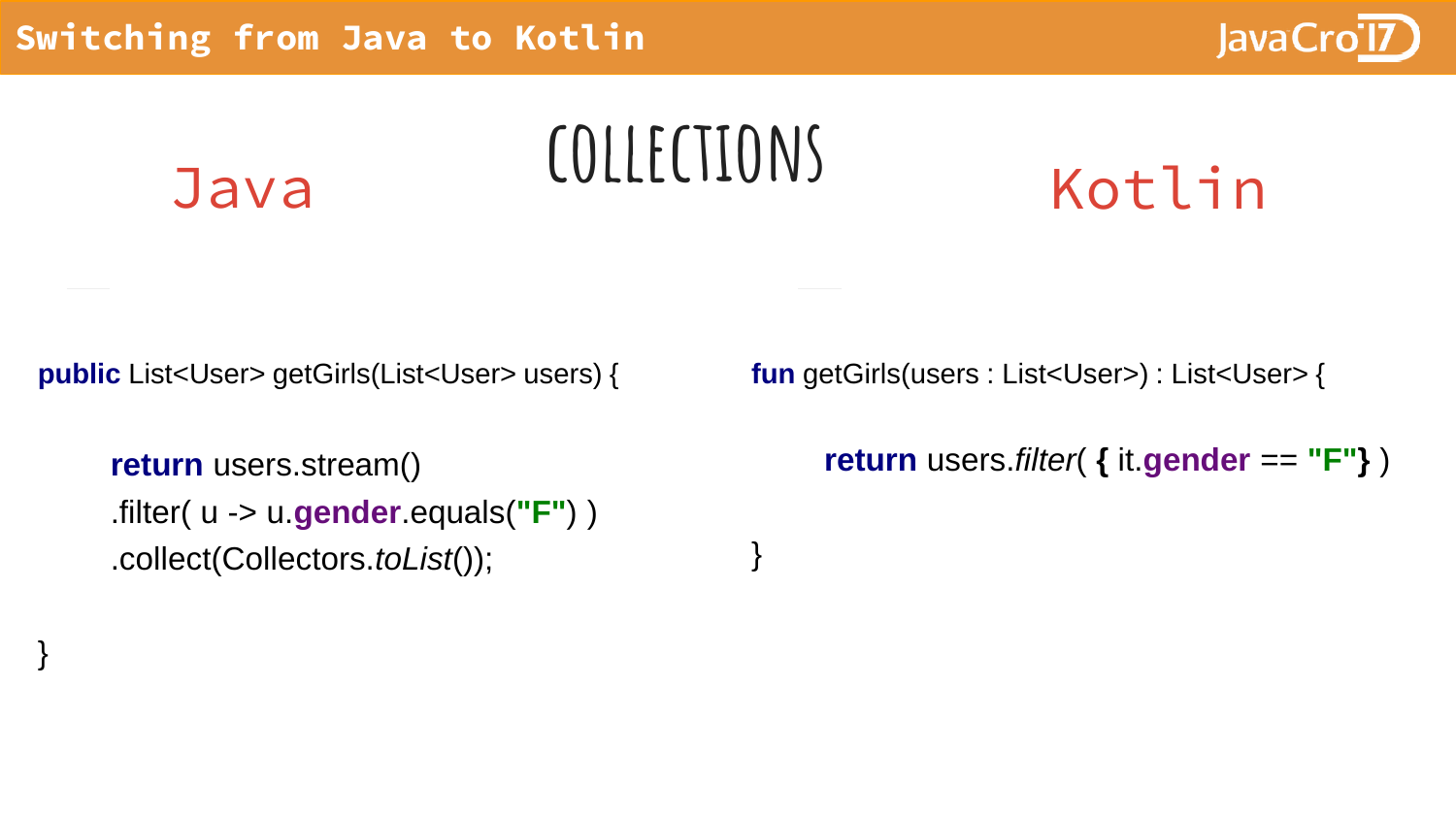# COLLECTIONS

## Java

```java
public List<User> getGirls(List<User> users) {

    return users.stream()
    .filter( u -> u.gender.equals("F") )
    .collect(Collectors.toList());

}
```

## Kotlin

```kotlin
fun getGirls(users : List<User>) : List<User> {

    return users.filter( { it.gender == "F"} )

}
```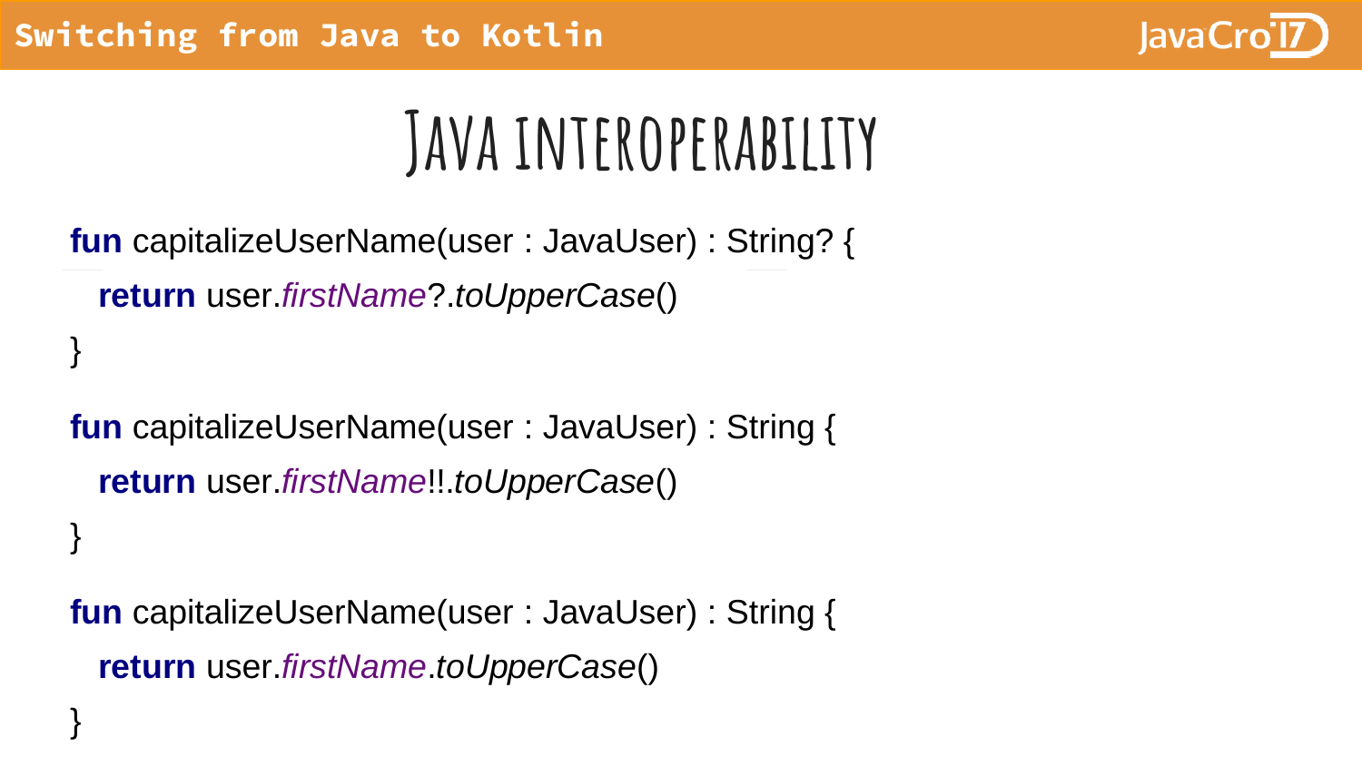# Java interoperability

```kotlin
fun capitalizeUserName(user : JavaUser) : String? {
  return user.firstName?.toUpperCase()
}
```

```kotlin
fun capitalizeUserName(user : JavaUser) : String {
  return user.firstName!!.toUpperCase()
}
```

```kotlin
fun capitalizeUserName(user : JavaUser) : String {
  return user.firstName.toUpperCase()
}
```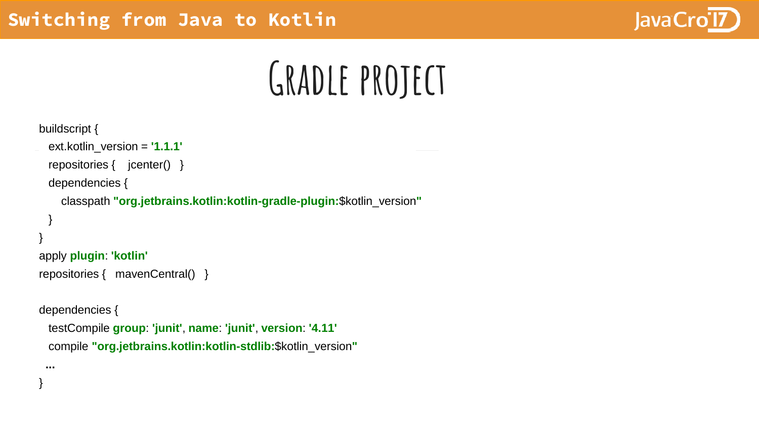# Gradle project

```
buildscript {
  ext.kotlin_version = '1.1.1'
  repositories {   jcenter()   }
  dependencies {
     classpath "org.jetbrains.kotlin:kotlin-gradle-plugin:$kotlin_version"
  }
}
apply plugin: 'kotlin'
repositories {   mavenCentral()   }

dependencies {
  testCompile group: 'junit', name: 'junit', version: '4.11'
  compile "org.jetbrains.kotlin:kotlin-stdlib:$kotlin_version"
  ...
}
```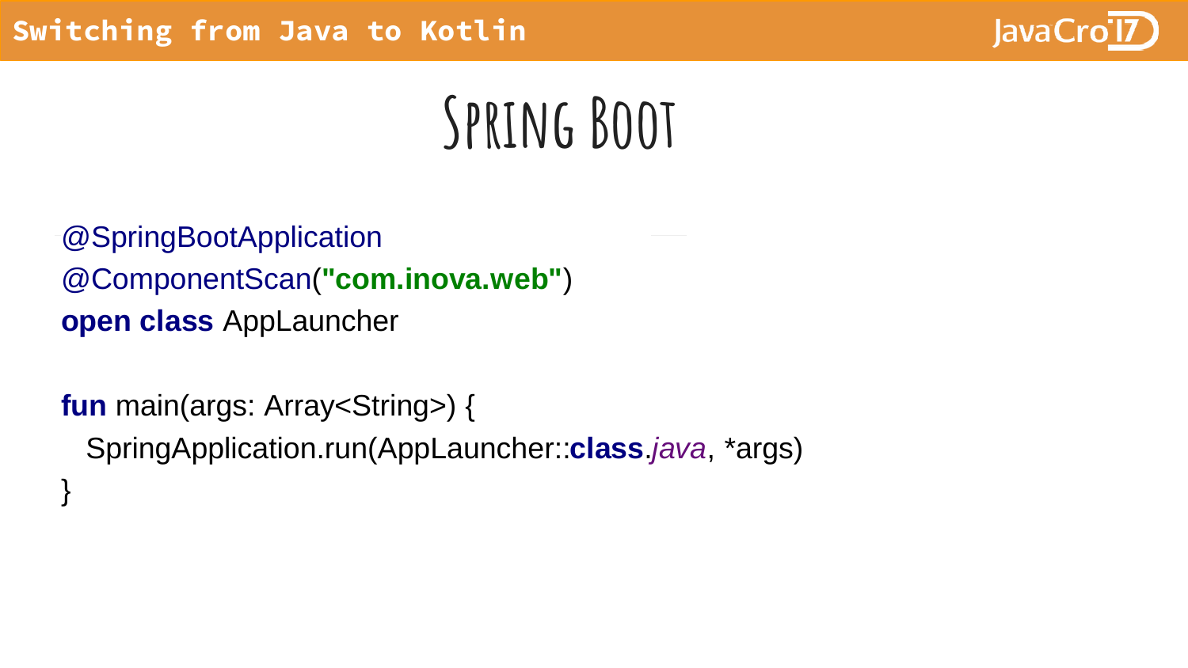# Spring Boot

```kotlin
@SpringBootApplication
@ComponentScan("com.inova.web")
open class AppLauncher

fun main(args: Array<String>) {
  SpringApplication.run(AppLauncher::class.java, *args)
}
```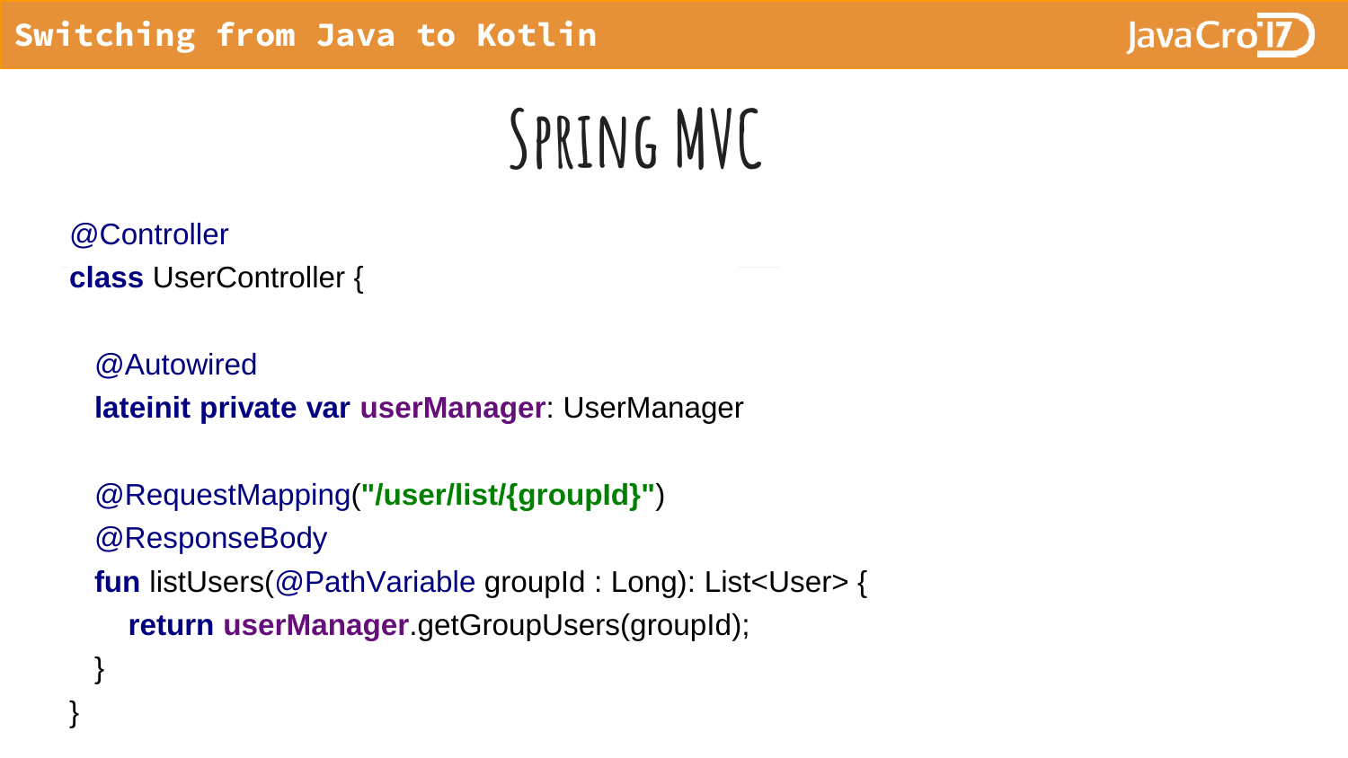# Spring MVC

```kotlin
@Controller
class UserController {

  @Autowired
  lateinit private var userManager: UserManager

  @RequestMapping("/user/list/{groupId}")
  @ResponseBody
  fun listUsers(@PathVariable groupId : Long): List<User> {
     return userManager.getGroupUsers(groupId);
  }
}
```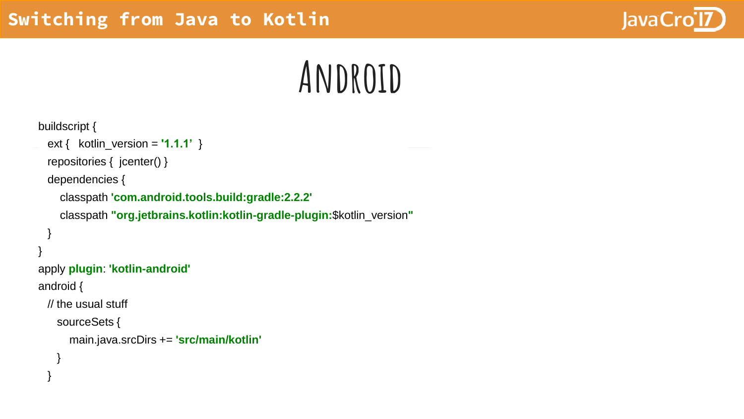# Android

```
buildscript {
  ext {   kotlin_version = '1.1.1'  }
  repositories {  jcenter() }
  dependencies {
     classpath 'com.android.tools.build:gradle:2.2.2'
     classpath "org.jetbrains.kotlin:kotlin-gradle-plugin:$kotlin_version"
  }
}
apply plugin: 'kotlin-android'
android {
  // the usual stuff
     sourceSets {
        main.java.srcDirs += 'src/main/kotlin'
     }
  }
```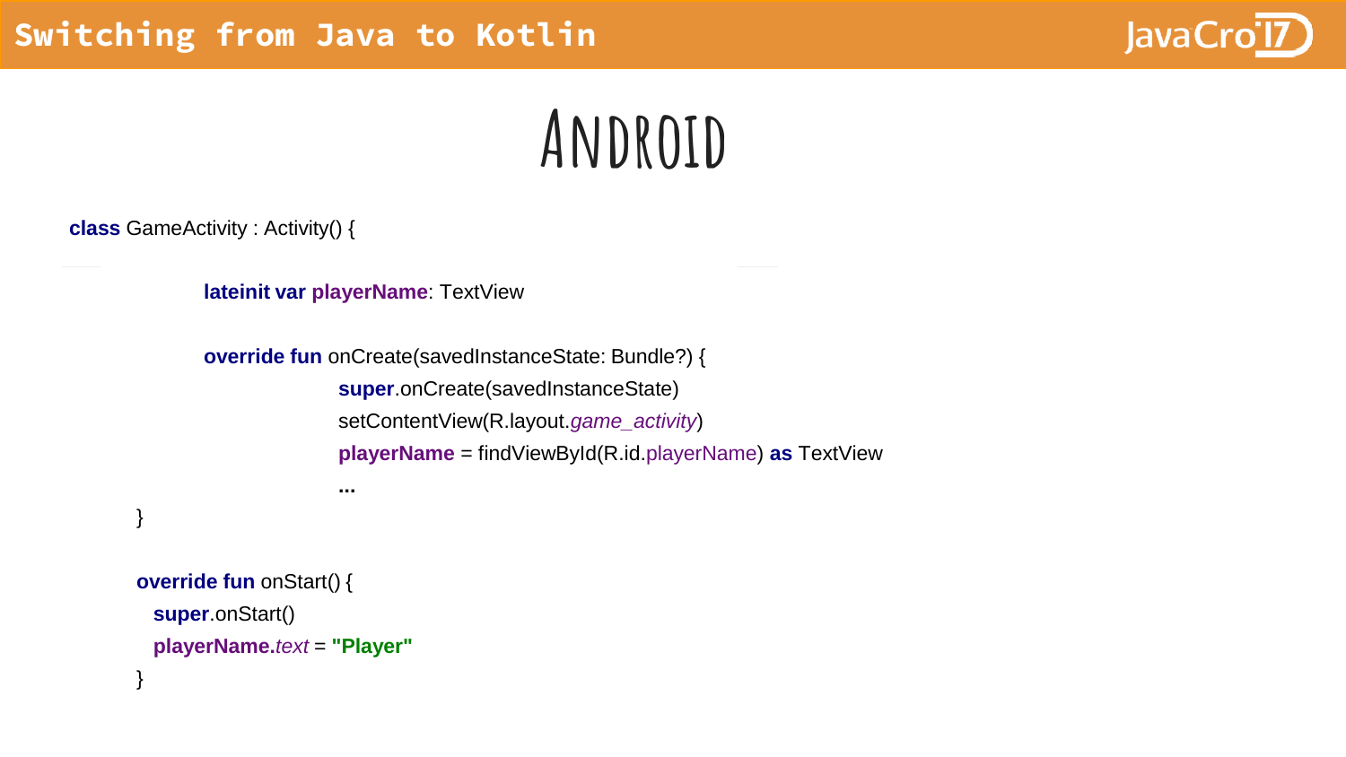# Android

```kotlin
class GameActivity : Activity() {

        lateinit var playerName: TextView

        override fun onCreate(savedInstanceState: Bundle?) {
                super.onCreate(savedInstanceState)
                setContentView(R.layout.game_activity)
                playerName = findViewById(R.id.playerName) as TextView
                ...
    }

    override fun onStart() {
      super.onStart()
      playerName.text = "Player"
    }
```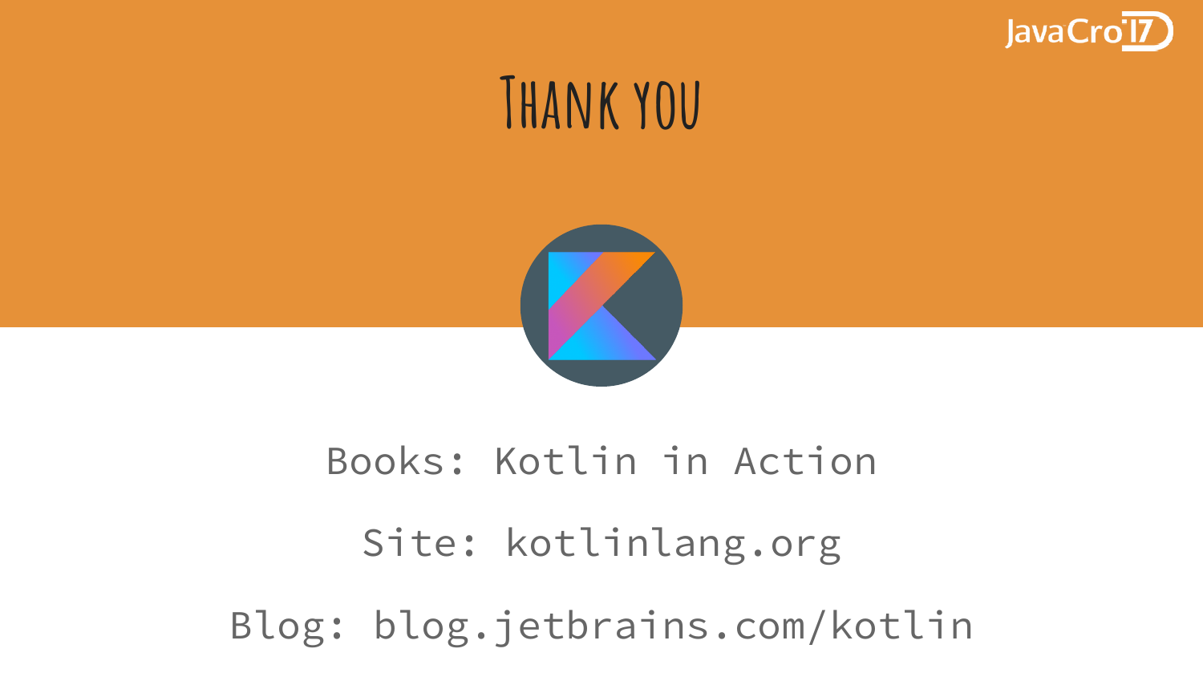# Thank you

Books: Kotlin in Action

Site: kotlinlang.org

Blog: blog.jetbrains.com/kotlin